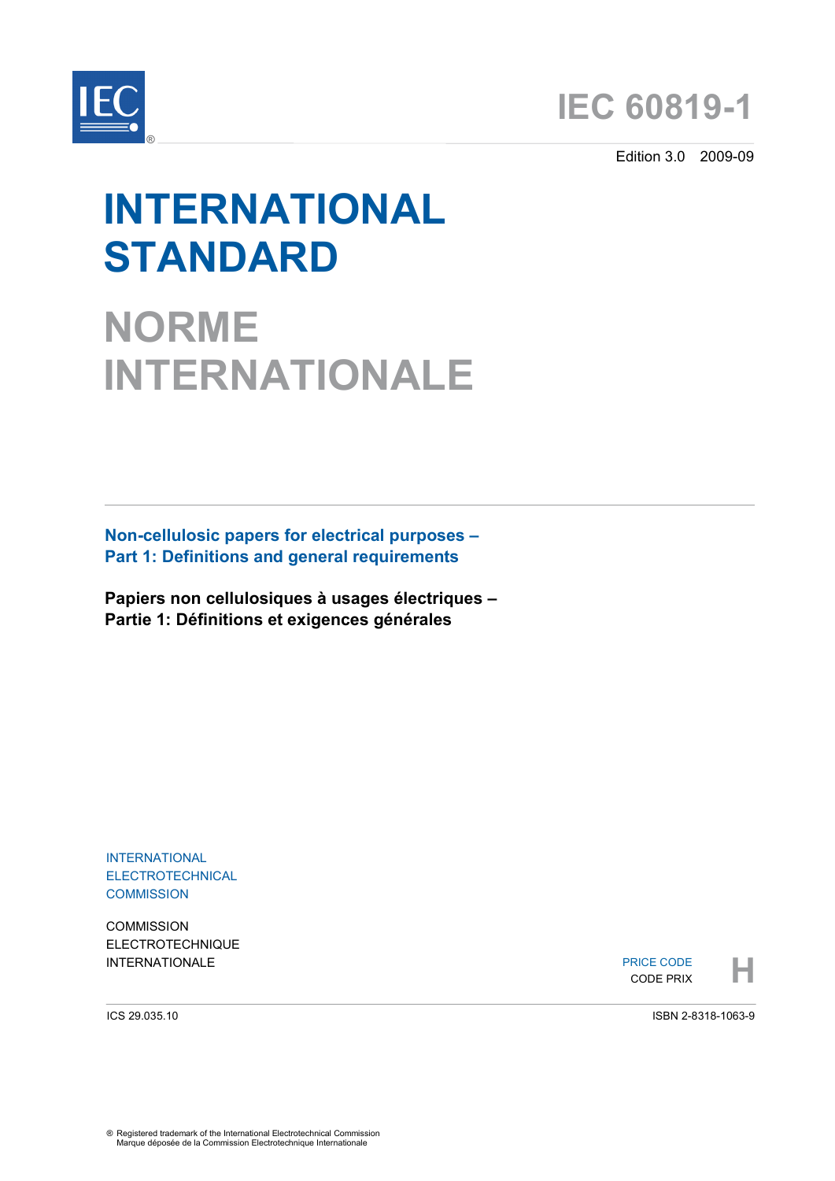# IEC 60819-1

Edition 3.0 2009-09

# INTERNATIONAL STANDARD

# NORME INTERNATIONALE

**Non-cellulosic papers for electrical purposes –**
**Part 1: Definitions and general requirements**

**Papiers non cellulosiques à usages électriques –**
**Partie 1: Définitions et exigences générales**

INTERNATIONAL
ELECTROTECHNICAL
COMMISSION

COMMISSION
ELECTROTECHNIQUE
INTERNATIONALE

PRICE CODE
CODE PRIX **H**

ICS 29.035.10

ISBN 2-8318-1063-9

® Registered trademark of the International Electrotechnical Commission
Marque déposée de la Commission Electrotechnique Internationale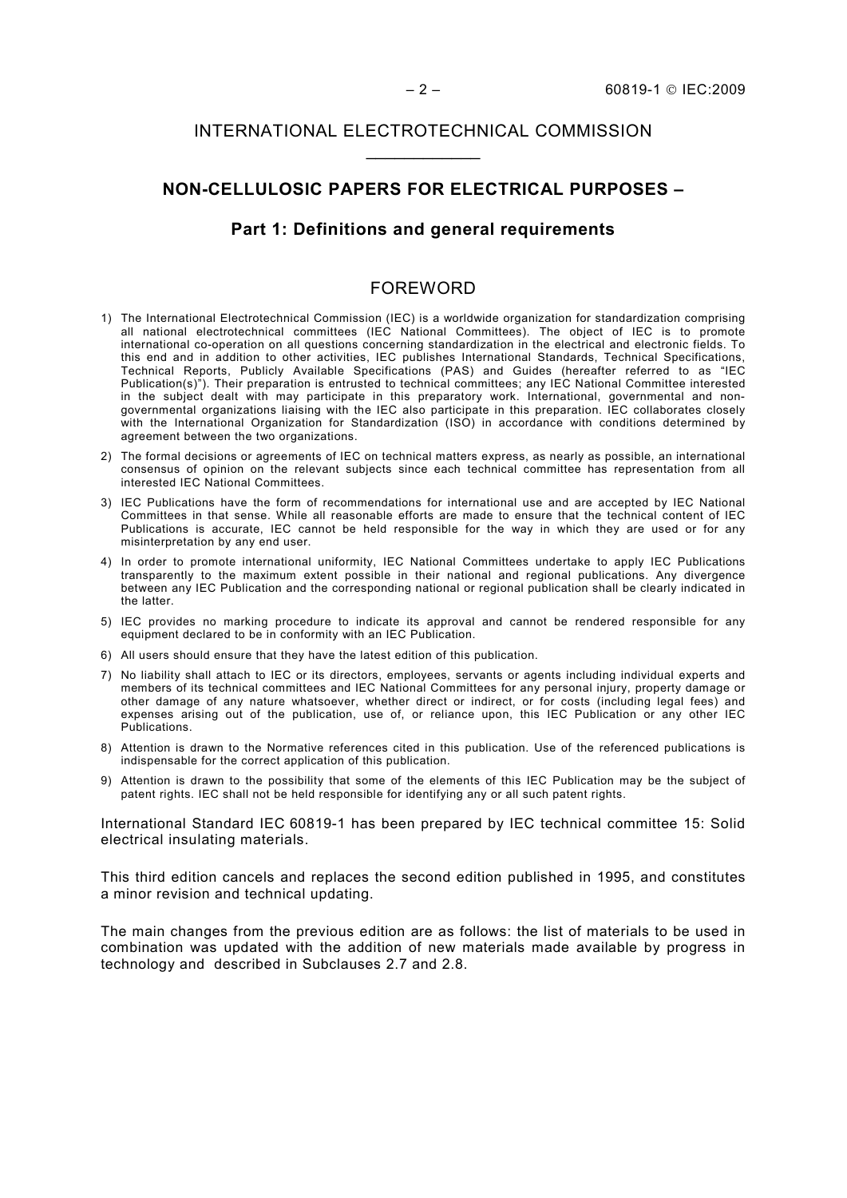# INTERNATIONAL ELECTROTECHNICAL COMMISSION

## NON-CELLULOSIC PAPERS FOR ELECTRICAL PURPOSES –

### Part 1: Definitions and general requirements

## FOREWORD

1) The International Electrotechnical Commission (IEC) is a worldwide organization for standardization comprising all national electrotechnical committees (IEC National Committees). The object of IEC is to promote international co-operation on all questions concerning standardization in the electrical and electronic fields. To this end and in addition to other activities, IEC publishes International Standards, Technical Specifications, Technical Reports, Publicly Available Specifications (PAS) and Guides (hereafter referred to as "IEC Publication(s)"). Their preparation is entrusted to technical committees; any IEC National Committee interested in the subject dealt with may participate in this preparatory work. International, governmental and non-governmental organizations liaising with the IEC also participate in this preparation. IEC collaborates closely with the International Organization for Standardization (ISO) in accordance with conditions determined by agreement between the two organizations.
2) The formal decisions or agreements of IEC on technical matters express, as nearly as possible, an international consensus of opinion on the relevant subjects since each technical committee has representation from all interested IEC National Committees.
3) IEC Publications have the form of recommendations for international use and are accepted by IEC National Committees in that sense. While all reasonable efforts are made to ensure that the technical content of IEC Publications is accurate, IEC cannot be held responsible for the way in which they are used or for any misinterpretation by any end user.
4) In order to promote international uniformity, IEC National Committees undertake to apply IEC Publications transparently to the maximum extent possible in their national and regional publications. Any divergence between any IEC Publication and the corresponding national or regional publication shall be clearly indicated in the latter.
5) IEC provides no marking procedure to indicate its approval and cannot be rendered responsible for any equipment declared to be in conformity with an IEC Publication.
6) All users should ensure that they have the latest edition of this publication.
7) No liability shall attach to IEC or its directors, employees, servants or agents including individual experts and members of its technical committees and IEC National Committees for any personal injury, property damage or other damage of any nature whatsoever, whether direct or indirect, or for costs (including legal fees) and expenses arising out of the publication, use of, or reliance upon, this IEC Publication or any other IEC Publications.
8) Attention is drawn to the Normative references cited in this publication. Use of the referenced publications is indispensable for the correct application of this publication.
9) Attention is drawn to the possibility that some of the elements of this IEC Publication may be the subject of patent rights. IEC shall not be held responsible for identifying any or all such patent rights.

International Standard IEC 60819-1 has been prepared by IEC technical committee 15: Solid electrical insulating materials.

This third edition cancels and replaces the second edition published in 1995, and constitutes a minor revision and technical updating.

The main changes from the previous edition are as follows: the list of materials to be used in combination was updated with the addition of new materials made available by progress in technology and described in Subclauses 2.7 and 2.8.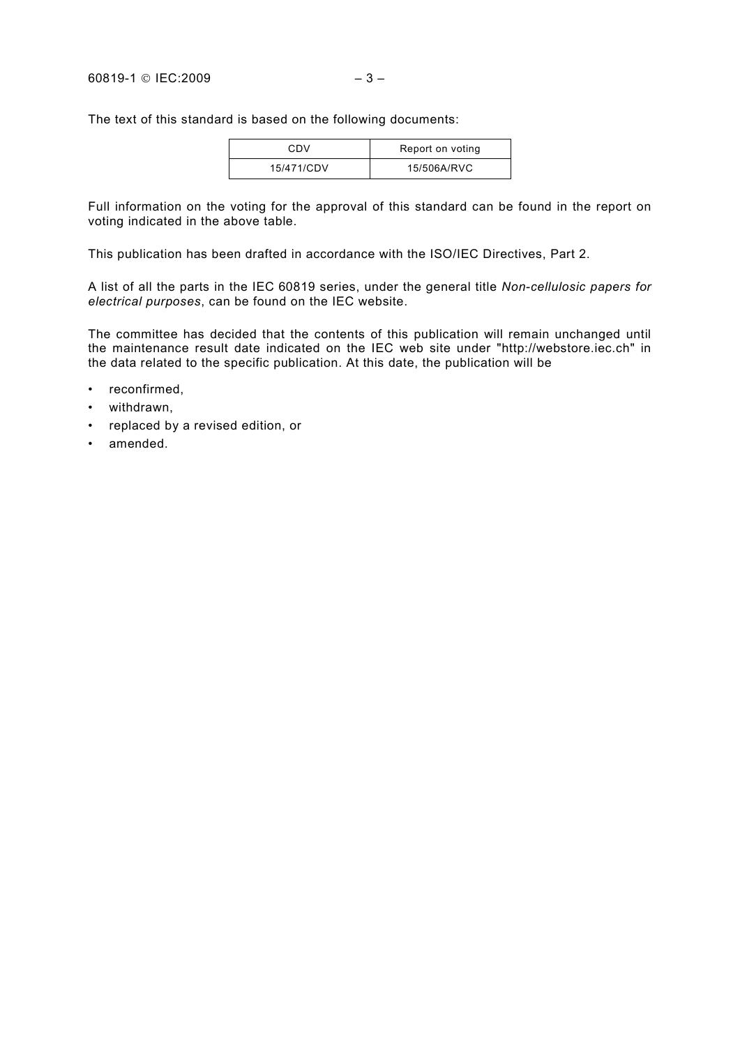The text of this standard is based on the following documents:

| CDV | Report on voting |
| --- | --- |
| 15/471/CDV | 15/506A/RVC |

Full information on the voting for the approval of this standard can be found in the report on voting indicated in the above table.

This publication has been drafted in accordance with the ISO/IEC Directives, Part 2.

A list of all the parts in the IEC 60819 series, under the general title *Non-cellulosic papers for electrical purposes*, can be found on the IEC website.

The committee has decided that the contents of this publication will remain unchanged until the maintenance result date indicated on the IEC web site under "http://webstore.iec.ch" in the data related to the specific publication. At this date, the publication will be

- reconfirmed,
- withdrawn,
- replaced by a revised edition, or
- amended.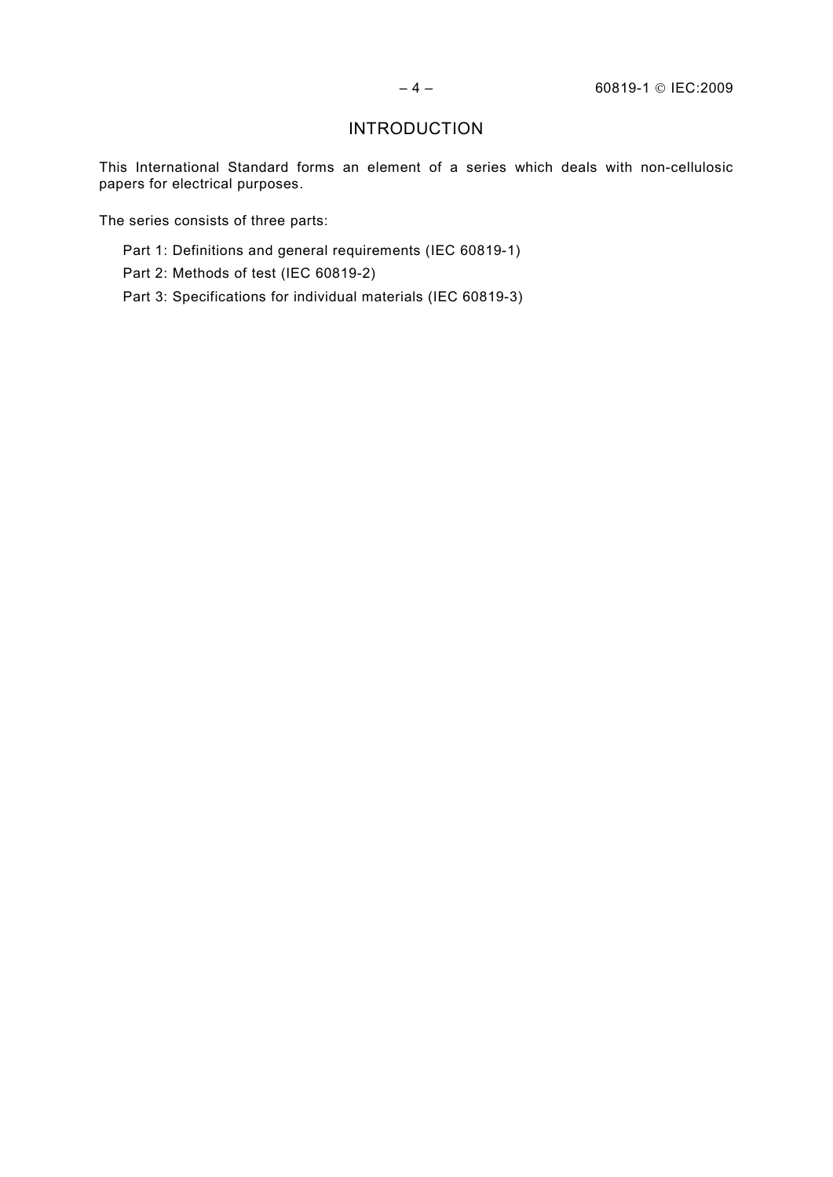# INTRODUCTION

This International Standard forms an element of a series which deals with non-cellulosic papers for electrical purposes.

The series consists of three parts:

Part 1: Definitions and general requirements (IEC 60819-1)

Part 2: Methods of test (IEC 60819-2)

Part 3: Specifications for individual materials (IEC 60819-3)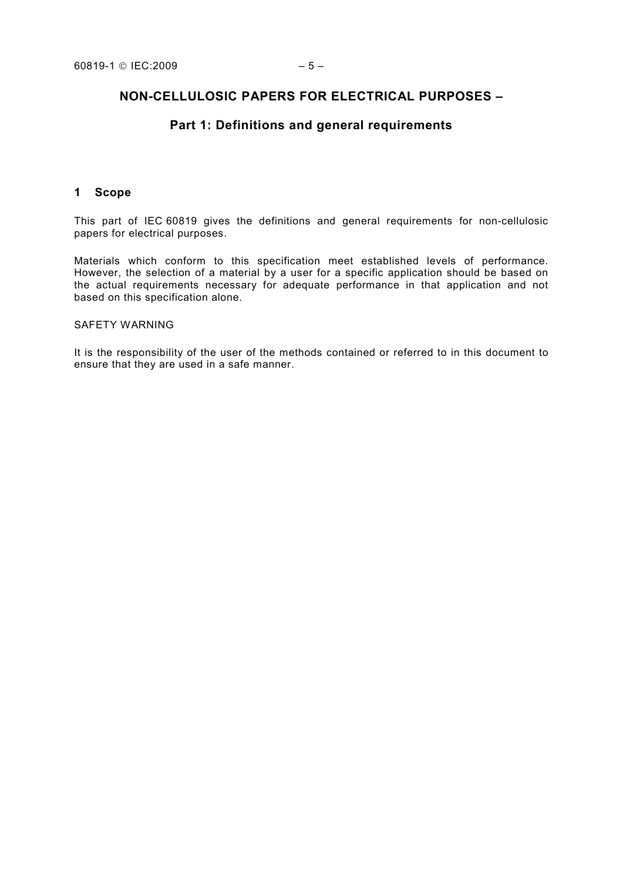# NON-CELLULOSIC PAPERS FOR ELECTRICAL PURPOSES –

## Part 1: Definitions and general requirements

### 1 Scope

This part of IEC 60819 gives the definitions and general requirements for non-cellulosic papers for electrical purposes.

Materials which conform to this specification meet established levels of performance. However, the selection of a material by a user for a specific application should be based on the actual requirements necessary for adequate performance in that application and not based on this specification alone.

SAFETY WARNING

It is the responsibility of the user of the methods contained or referred to in this document to ensure that they are used in a safe manner.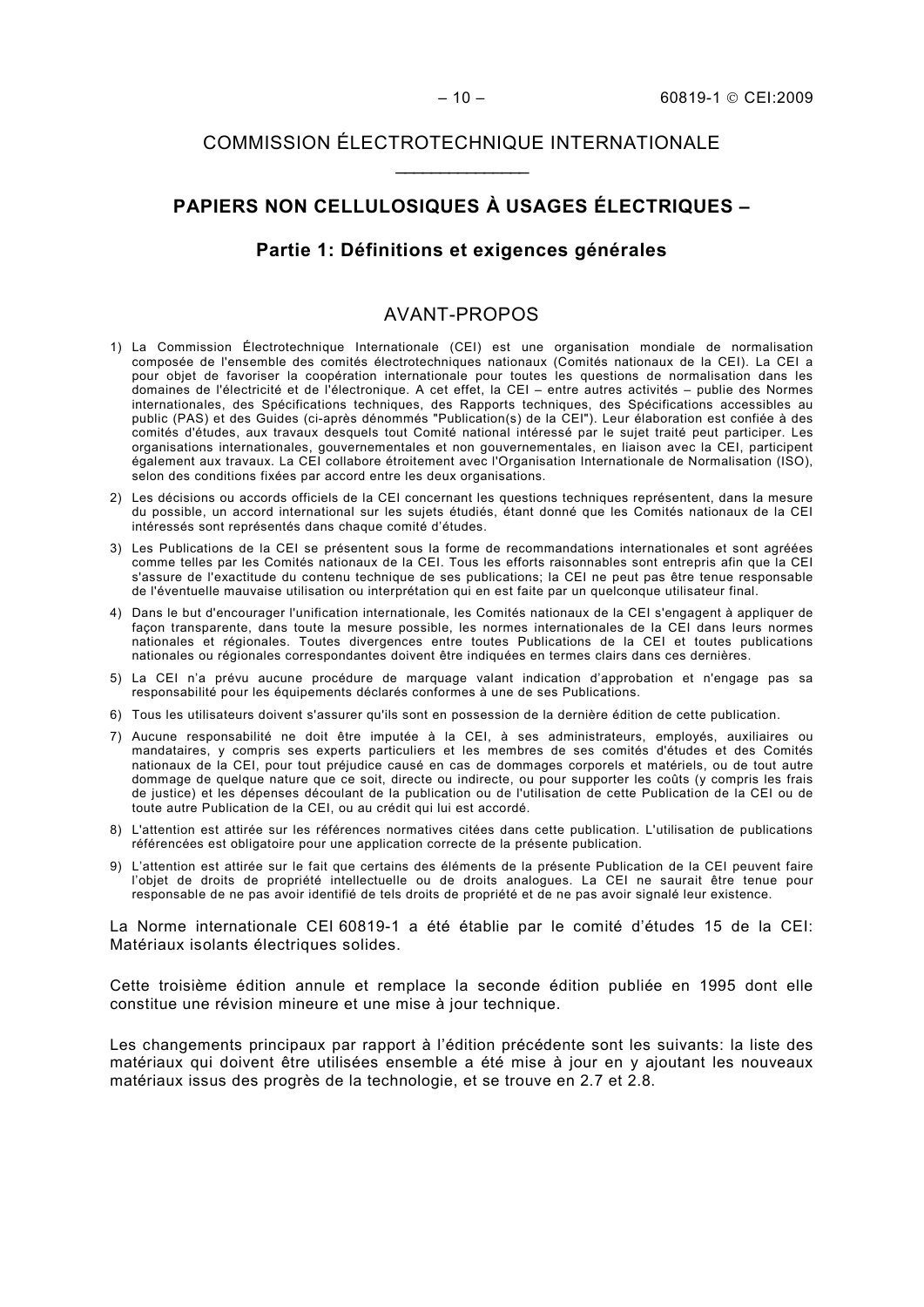COMMISSION ÉLECTROTECHNIQUE INTERNATIONALE

___________

# PAPIERS NON CELLULOSIQUES À USAGES ÉLECTRIQUES –

## Partie 1: Définitions et exigences générales

## AVANT-PROPOS

1) La Commission Électrotechnique Internationale (CEI) est une organisation mondiale de normalisation composée de l'ensemble des comités électrotechniques nationaux (Comités nationaux de la CEI). La CEI a pour objet de favoriser la coopération internationale pour toutes les questions de normalisation dans les domaines de l'électricité et de l'électronique. A cet effet, la CEI – entre autres activités – publie des Normes internationales, des Spécifications techniques, des Rapports techniques, des Spécifications accessibles au public (PAS) et des Guides (ci-après dénommés "Publication(s) de la CEI"). Leur élaboration est confiée à des comités d'études, aux travaux desquels tout Comité national intéressé par le sujet traité peut participer. Les organisations internationales, gouvernementales et non gouvernementales, en liaison avec la CEI, participent également aux travaux. La CEI collabore étroitement avec l'Organisation Internationale de Normalisation (ISO), selon des conditions fixées par accord entre les deux organisations.

2) Les décisions ou accords officiels de la CEI concernant les questions techniques représentent, dans la mesure du possible, un accord international sur les sujets étudiés, étant donné que les Comités nationaux de la CEI intéressés sont représentés dans chaque comité d'études.

3) Les Publications de la CEI se présentent sous la forme de recommandations internationales et sont agréées comme telles par les Comités nationaux de la CEI. Tous les efforts raisonnables sont entrepris afin que la CEI s'assure de l'exactitude du contenu technique de ses publications; la CEI ne peut pas être tenue responsable de l'éventuelle mauvaise utilisation ou interprétation qui en est faite par un quelconque utilisateur final.

4) Dans le but d'encourager l'unification internationale, les Comités nationaux de la CEI s'engagent à appliquer de façon transparente, dans toute la mesure possible, les normes internationales de la CEI dans leurs normes nationales et régionales. Toutes divergences entre toutes Publications de la CEI et toutes publications nationales ou régionales correspondantes doivent être indiquées en termes clairs dans ces dernières.

5) La CEI n'a prévu aucune procédure de marquage valant indication d'approbation et n'engage pas sa responsabilité pour les équipements déclarés conformes à une de ses Publications.

6) Tous les utilisateurs doivent s'assurer qu'ils sont en possession de la dernière édition de cette publication.

7) Aucune responsabilité ne doit être imputée à la CEI, à ses administrateurs, employés, auxiliaires ou mandataires, y compris ses experts particuliers et les membres de ses comités d'études et des Comités nationaux de la CEI, pour tout préjudice causé en cas de dommages corporels et matériels, ou de tout autre dommage de quelque nature que ce soit, directe ou indirecte, ou pour supporter les coûts (y compris les frais de justice) et les dépenses découlant de la publication ou de l'utilisation de cette Publication de la CEI ou de toute autre Publication de la CEI, ou au crédit qui lui est accordé.

8) L'attention est attirée sur les références normatives citées dans cette publication. L'utilisation de publications référencées est obligatoire pour une application correcte de la présente publication.

9) L'attention est attirée sur le fait que certains des éléments de la présente Publication de la CEI peuvent faire l'objet de droits de propriété intellectuelle ou de droits analogues. La CEI ne saurait être tenue pour responsable de ne pas avoir identifié de tels droits de propriété et de ne pas avoir signalé leur existence.

La Norme internationale CEI 60819-1 a été établie par le comité d'études 15 de la CEI: Matériaux isolants électriques solides.

Cette troisième édition annule et remplace la seconde édition publiée en 1995 dont elle constitue une révision mineure et une mise à jour technique.

Les changements principaux par rapport à l'édition précédente sont les suivants: la liste des matériaux qui doivent être utilisées ensemble a été mise à jour en y ajoutant les nouveaux matériaux issus des progrès de la technologie, et se trouve en 2.7 et 2.8.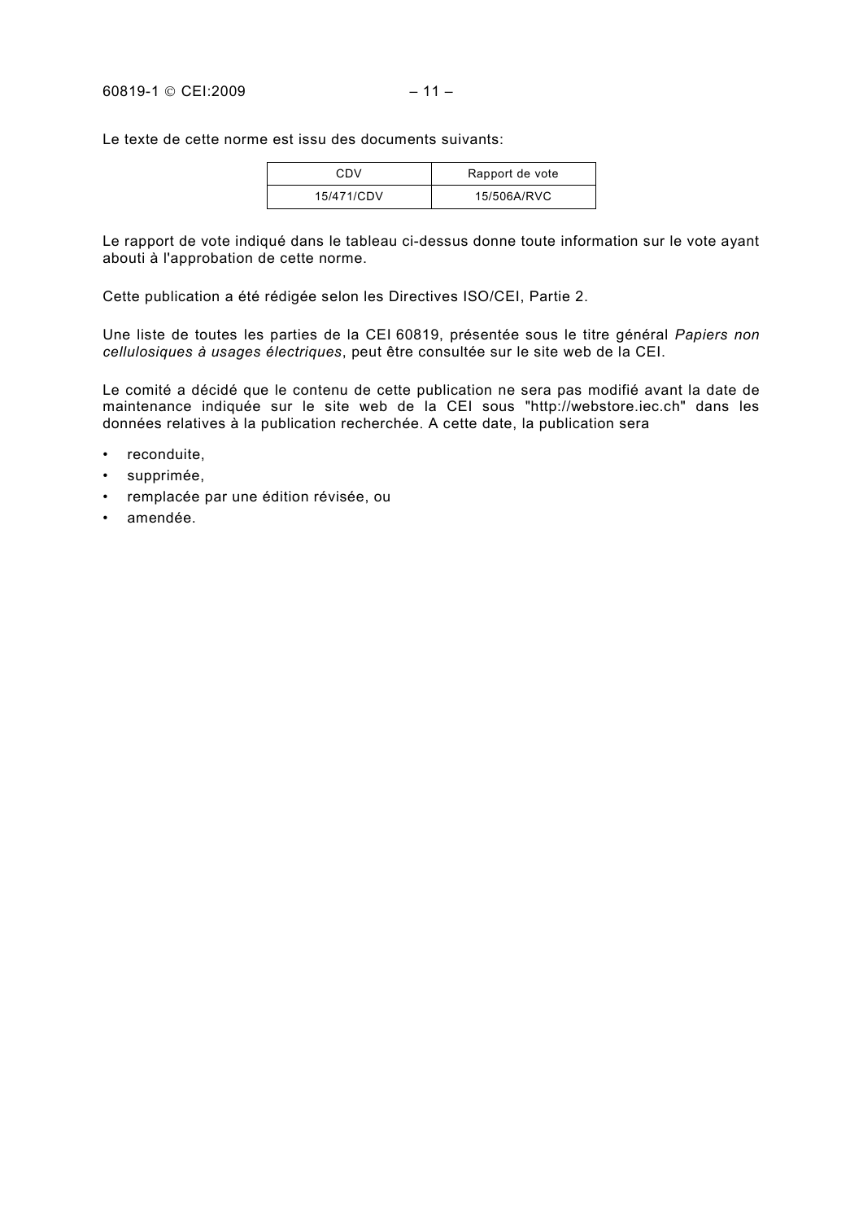Le texte de cette norme est issu des documents suivants:

| CDV | Rapport de vote |
|---|---|
| 15/471/CDV | 15/506A/RVC |

Le rapport de vote indiqué dans le tableau ci-dessus donne toute information sur le vote ayant abouti à l'approbation de cette norme.

Cette publication a été rédigée selon les Directives ISO/CEI, Partie 2.

Une liste de toutes les parties de la CEI 60819, présentée sous le titre général *Papiers non cellulosiques à usages électriques*, peut être consultée sur le site web de la CEI.

Le comité a décidé que le contenu de cette publication ne sera pas modifié avant la date de maintenance indiquée sur le site web de la CEI sous "http://webstore.iec.ch" dans les données relatives à la publication recherchée. A cette date, la publication sera

- reconduite,
- supprimée,
- remplacée par une édition révisée, ou
- amendée.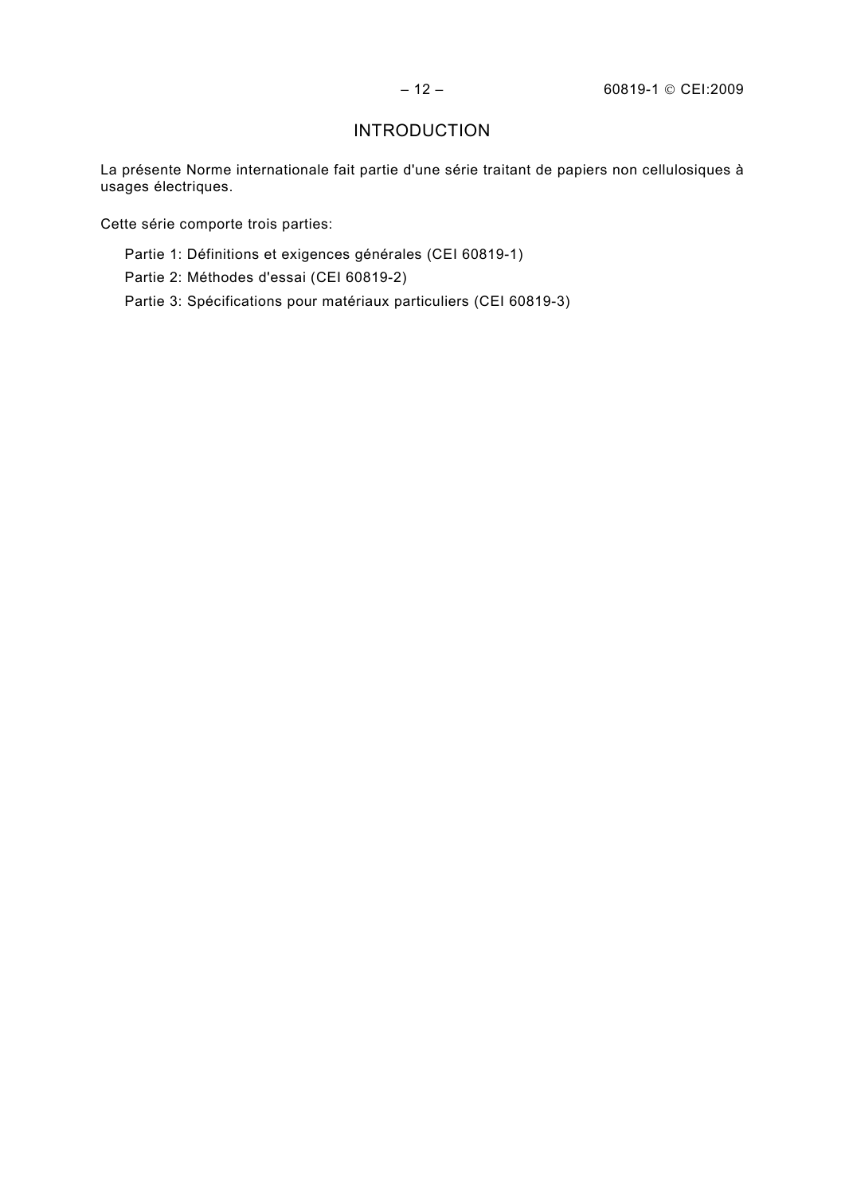# INTRODUCTION

La présente Norme internationale fait partie d'une série traitant de papiers non cellulosiques à usages électriques.

Cette série comporte trois parties:

Partie 1: Définitions et exigences générales (CEI 60819-1)

Partie 2: Méthodes d'essai (CEI 60819-2)

Partie 3: Spécifications pour matériaux particuliers (CEI 60819-3)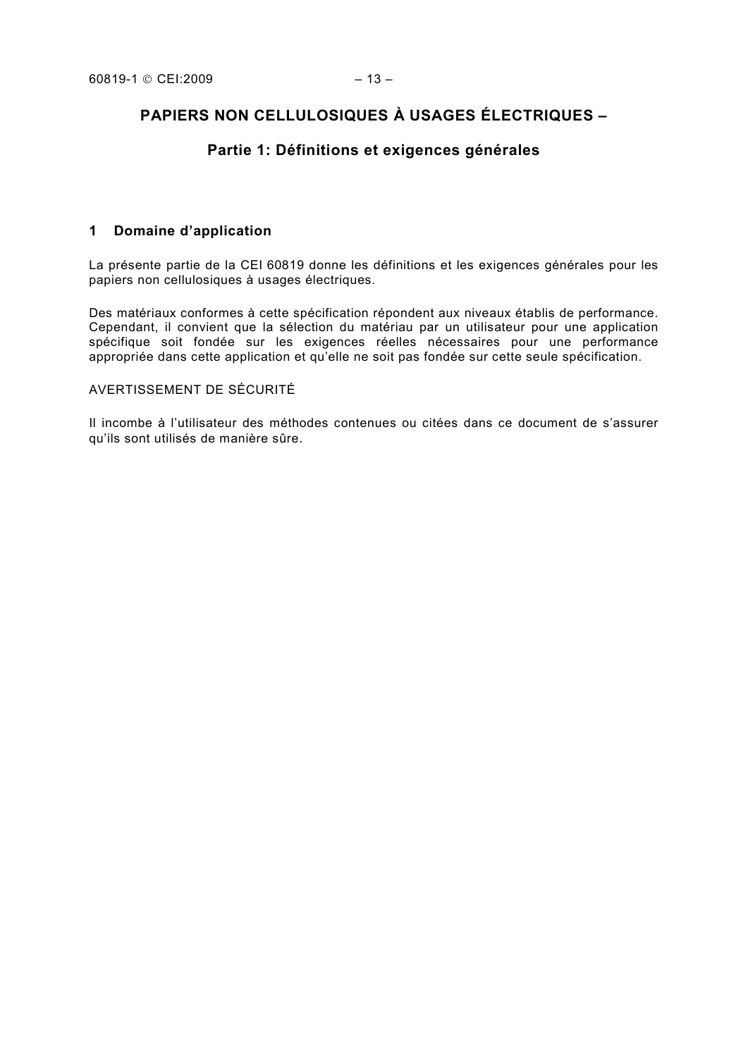# PAPIERS NON CELLULOSIQUES À USAGES ÉLECTRIQUES –

## Partie 1: Définitions et exigences générales

## 1 Domaine d'application

La présente partie de la CEI 60819 donne les définitions et les exigences générales pour les papiers non cellulosiques à usages électriques.

Des matériaux conformes à cette spécification répondent aux niveaux établis de performance. Cependant, il convient que la sélection du matériau par un utilisateur pour une application spécifique soit fondée sur les exigences réelles nécessaires pour une performance appropriée dans cette application et qu'elle ne soit pas fondée sur cette seule spécification.

AVERTISSEMENT DE SÉCURITÉ

Il incombe à l'utilisateur des méthodes contenues ou citées dans ce document de s'assurer qu'ils sont utilisés de manière sûre.